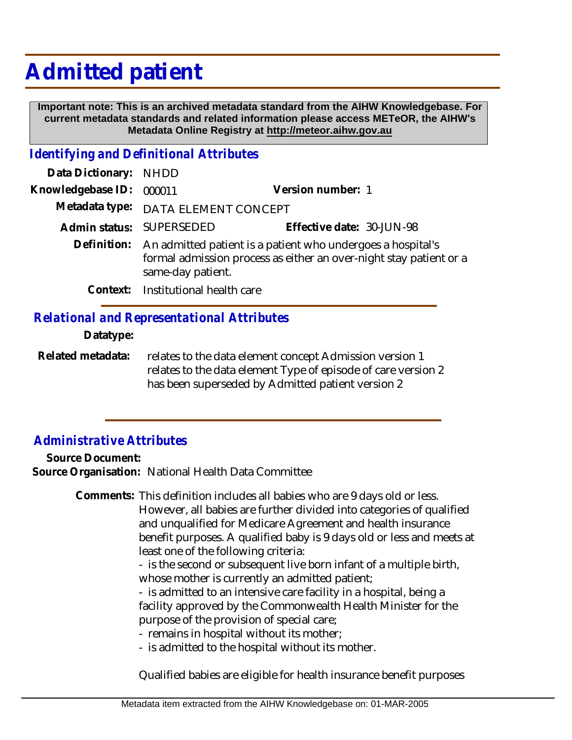# Admitted patient

**Important note: This is an archived metadata standard from the AIHW Knowledgebase. For current metadata standards and related information please access METeOR, the AIHW's Metadata Online Registry at http://meteor.aihw.gov.au**

## *Identifying and Definitional Attributes*

**Data Dictionary:** NHDD

**Knowledgebase ID:** 000011

**Version number:** 1

**Metadata type:** DATA ELEMENT CONCEPT

**Admin status:** SUPERSEDED

**Effective date:** 30-JUN-98

**Definition:** An admitted patient is a patient who undergoes a hospital's formal admission process as either an over-night stay patient or a same-day patient.

**Context:** Institutional health care

## *Relational and Representational Attributes*

**Datatype:**

**Related metadata:** relates to the data element concept Admission version 1
relates to the data element Type of episode of care version 2
has been superseded by Admitted patient version 2

## *Administrative Attributes*

**Source Document:**

**Source Organisation:** National Health Data Committee

**Comments:** This definition includes all babies who are 9 days old or less. However, all babies are further divided into categories of qualified and unqualified for Medicare Agreement and health insurance benefit purposes. A qualified baby is 9 days old or less and meets at least one of the following criteria:

- is the second or subsequent live born infant of a multiple birth, whose mother is currently an admitted patient;
- is admitted to an intensive care facility in a hospital, being a facility approved by the Commonwealth Health Minister for the purpose of the provision of special care;
- remains in hospital without its mother;
- is admitted to the hospital without its mother.

Qualified babies are eligible for health insurance benefit purposes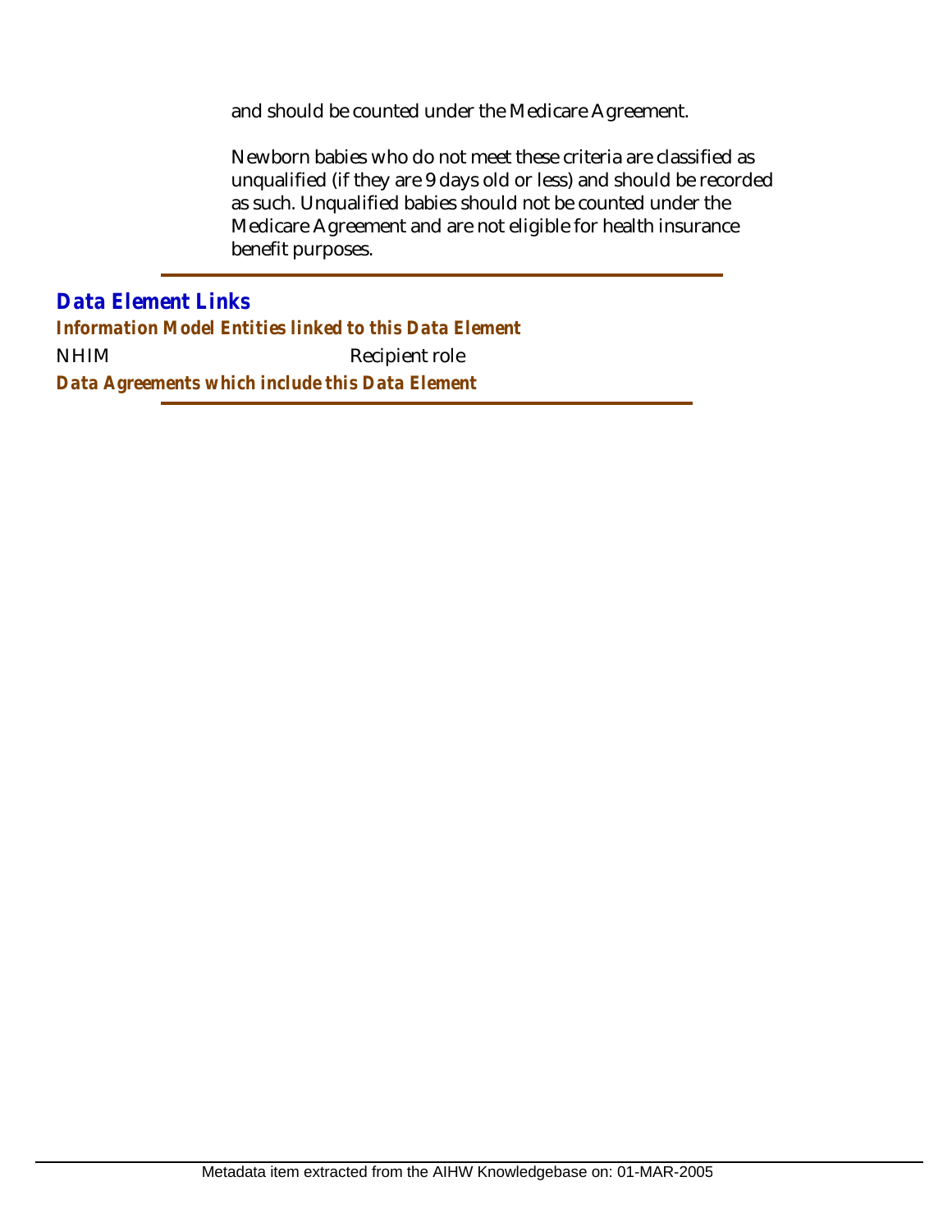and should be counted under the Medicare Agreement.

Newborn babies who do not meet these criteria are classified as unqualified (if they are 9 days old or less) and should be recorded as such. Unqualified babies should not be counted under the Medicare Agreement and are not eligible for health insurance benefit purposes.

## Data Element Links

### Information Model Entities linked to this Data Element

| | |
|---|---|
| NHIM | Recipient role |

### Data Agreements which include this Data Element

Metadata item extracted from the AIHW Knowledgebase on: 01-MAR-2005